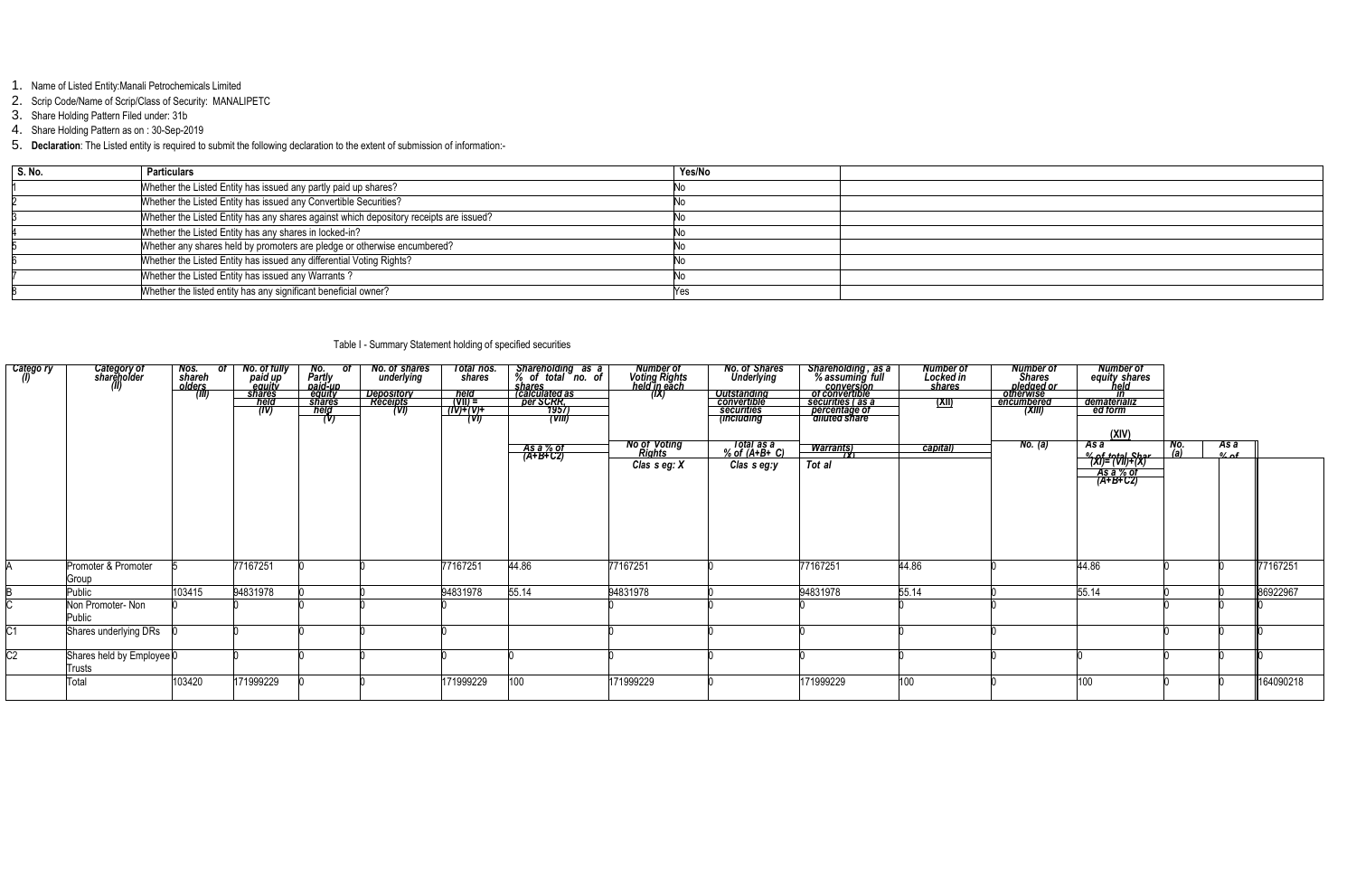1. Name of Listed Entity:Manali Petrochemicals Limited
2. Scrip Code/Name of Scrip/Class of Security: MANALIPETC
3. Share Holding Pattern Filed under: 31b
4. Share Holding Pattern as on : 30-Sep-2019
5. **Declaration**: The Listed entity is required to submit the following declaration to the extent of submission of information:-

| S. No. | Particulars | Yes/No | |
|---|---|---|---|
| 1 | Whether the Listed Entity has issued any partly paid up shares? | No | |
| 2 | Whether the Listed Entity has issued any Convertible Securities? | No | |
| 3 | Whether the Listed Entity has any shares against which depository receipts are issued? | No | |
| 4 | Whether the Listed Entity has any shares in locked-in? | No | |
| 5 | Whether any shares held by promoters are pledge or otherwise encumbered? | No | |
| 6 | Whether the Listed Entity has issued any differential Voting Rights? | No | |
| 7 | Whether the Listed Entity has issued any Warrants ? | No | |
| 8 | Whether the listed entity has any significant beneficial owner? | Yes | |

Table I - Summary Statement holding of specified securities

| Catego ry (I) | Category of shareholder (II) | Nos. of shareh olders (III) | No. of fully paid up equity shares held (IV) | No. of Partly paid-up equity shares held (V) | No. of shares underlying Depository Receipts (VI) | Total nos. shares held (VII) = (IV)+(V)+ (VI) | Shareholding as a % of total no. of shares (calculated as per SCRR, 1957) (VIII) As a % of (A+B+C2) | Number of Voting Rights held in each (IX) No of Voting Rights Clas s eg: X | No. of Shares Underlying Outstanding convertible securities (including Total as a % of (A+B+ C) Clas s eg:y | Shareholding , as a % assuming full conversion of convertible securities ( as a percentage of diluted share Warrants) (X) Tot al | Number of Locked in shares (XII) capital) | Number of Shares pledged or otherwise encumbered (XIII) No. (a) | Number of equity shares held in dematerializ ed form (XIV) As a % of total Shar (XI)= (VII)+(X) As a % of (A+B+C2) | No. (a) | As a % of | |
|---|---|---|---|---|---|---|---|---|---|---|---|---|---|---|---|---|
| A | Promoter & Promoter Group | 5 | 77167251 | 0 | 0 | 77167251 | 44.86 | 77167251 | 0 | 77167251 | 44.86 | 0 | 44.86 | 0 | 0 | 77167251 |
| B | Public | 103415 | 94831978 | 0 | 0 | 94831978 | 55.14 | 94831978 | 0 | 94831978 | 55.14 | 0 | 55.14 | 0 | 0 | 86922967 |
| C | Non Promoter- Non Public | | 0 | 0 | 0 | | | 0 | 0 | 0 | 0 | 0 | | 0 | 0 | 0 |
| C1 | Shares underlying DRs | 0 | 0 | 0 | 0 | 0 | | 0 | 0 | 0 | 0 | 0 | | 0 | 0 | 0 |
| C2 | Shares held by Employee Trusts | 0 | 0 | 0 | 0 | 0 | 0 | 0 | 0 | 0 | 0 | 0 | 0 | 0 | 0 | 0 |
| | Total | 103420 | 171999229 | 0 | 0 | 171999229 | 100 | 171999229 | 0 | 171999229 | 100 | 0 | 100 | 0 | 0 | 164090218 |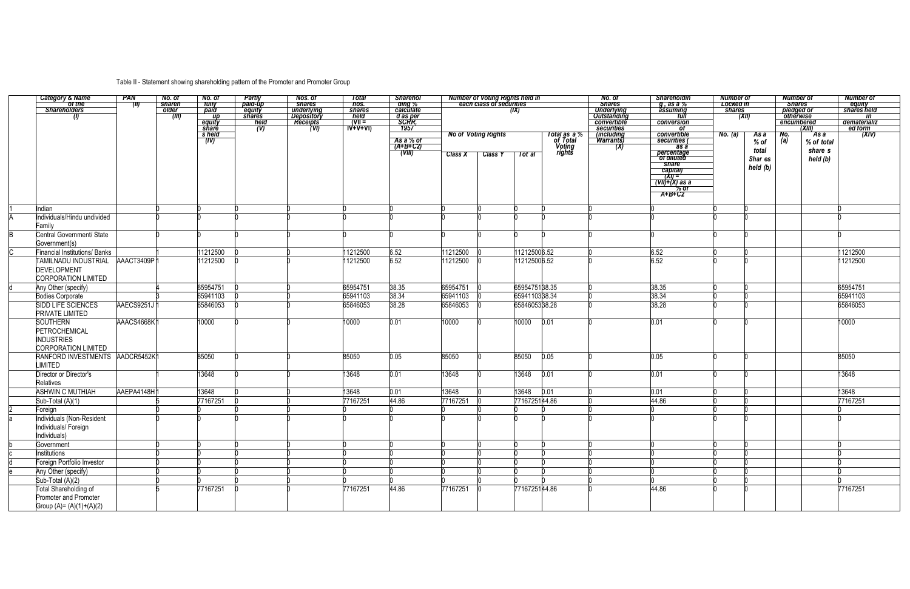Table II - Statement showing shareholding pattern of the Promoter and Promoter Group

| | Category & Name of the Shareholders (I) | PAN (II) | No. of shareholder (III) | No. of fully paid up equity share s held (IV) | Partly paid-up equity shares held (V) | Nos. of shares underlying Depository Receipts (VI) | Total nos. shares held (VII = IV+V+VI) | Shareholding % calculated as per SCRR, 1957 As a % of (A+B+C2) (VIII) | Number of Voting Rights held in each class of securities (IX) | | | | No. of Shares Underlying Outstanding convertible securities (including Warrants) (X) | Shareholding , as a % assuming full conversion of convertible securities ( as a percentage of diluted share capital) (XI) = (VII)+(X) as a % of A+B+C2 | Number of Locked in shares (XII) | | Number of Shares pledged or otherwise encumbered (XIII) | | Number of equity shares held in dematerialized form (XIV) |
|---|---|---|---|---|---|---|---|---|---|---|---|---|---|---|---|---|---|---|---|
| | | | | | | | | | No of Voting Rights | | | Total as a % of Total Voting rights | | | No. (a) | As a % of total Shar es held (b) | No. (a) | As a % of total share s held (b) | |
| | | | | | | | | | Class X | Class Y | Tot al | | | | | | | | |
| 1 | Indian | | 0 | 0 | 0 | 0 | 0 | 0 | 0 | 0 | 0 | 0 | 0 | 0 | 0 | 0 | | | 0 |
| A | Individuals/Hindu undivided Family | | 0 | 0 | 0 | 0 | 0 | 0 | 0 | 0 | 0 | 0 | 0 | 0 | 0 | 0 | | | 0 |
| B | Central Government/ State Government(s) | | 0 | 0 | 0 | 0 | 0 | 0 | 0 | 0 | 0 | 0 | 0 | 0 | 0 | 0 | | | 0 |
| C | Financial Institutions/ Banks | | 1 | 11212500 | 0 | 0 | 11212500 | 6.52 | 11212500 | 0 | 11212500 | 6.52 | 0 | 6.52 | 0 | 0 | | | 11212500 |
| | TAMILNADU INDUSTRIAL DEVELOPMENT CORPORATION LIMITED | AAACT3409P | 1 | 11212500 | 0 | 0 | 11212500 | 6.52 | 11212500 | 0 | 11212500 | 6.52 | 0 | 6.52 | 0 | 0 | | | 11212500 |
| d | Any Other (specify) | | 4 | 65954751 | 0 | 0 | 65954751 | 38.35 | 65954751 | 0 | 65954751 | 38.35 | 0 | 38.35 | 0 | 0 | | | 65954751 |
| | Bodies Corporate | | 3 | 65941103 | 0 | 0 | 65941103 | 38.34 | 65941103 | 0 | 65941103 | 38.34 | 0 | 38.34 | 0 | 0 | | | 65941103 |
| | SIDD LIFE SCIENCES PRIVATE LIMITED | AAECS9251J | 1 | 65846053 | 0 | 0 | 65846053 | 38.28 | 65846053 | 0 | 65846053 | 38.28 | 0 | 38.28 | 0 | 0 | | | 65846053 |
| | SOUTHERN PETROCHEMICAL INDUSTRIES CORPORATION LIMITED | AAACS4668K | 1 | 10000 | 0 | 0 | 10000 | 0.01 | 10000 | 0 | 10000 | 0.01 | 0 | 0.01 | 0 | 0 | | | 10000 |
| | RANFORD INVESTMENTS LIMITED | AADCR5452K | 1 | 85050 | 0 | 0 | 85050 | 0.05 | 85050 | 0 | 85050 | 0.05 | 0 | 0.05 | 0 | 0 | | | 85050 |
| | Director or Director's Relatives | | 1 | 13648 | 0 | 0 | 13648 | 0.01 | 13648 | 0 | 13648 | 0.01 | 0 | 0.01 | 0 | 0 | | | 13648 |
| | ASHWIN C MUTHIAH | AAEPA4148H | 1 | 13648 | 0 | 0 | 13648 | 0.01 | 13648 | 0 | 13648 | 0.01 | 0 | 0.01 | 0 | 0 | | | 13648 |
| | Sub-Total (A)(1) | | 5 | 77167251 | 0 | 0 | 77167251 | 44.86 | 77167251 | 0 | 77167251 | 44.86 | 0 | 44.86 | 0 | 0 | | | 77167251 |
| 2 | Foreign | | 0 | 0 | 0 | 0 | 0 | 0 | 0 | 0 | 0 | 0 | 0 | 0 | 0 | 0 | | | 0 |
| a | Individuals (Non-Resident Individuals/ Foreign Individuals) | | 0 | 0 | 0 | 0 | 0 | 0 | 0 | 0 | 0 | 0 | 0 | 0 | 0 | 0 | | | 0 |
| b | Government | | 0 | 0 | 0 | 0 | 0 | 0 | 0 | 0 | 0 | 0 | 0 | 0 | 0 | 0 | | | 0 |
| c | Institutions | | 0 | 0 | 0 | 0 | 0 | 0 | 0 | 0 | 0 | 0 | 0 | 0 | 0 | 0 | | | 0 |
| d | Foreign Portfolio Investor | | 0 | 0 | 0 | 0 | 0 | 0 | 0 | 0 | 0 | 0 | 0 | 0 | 0 | 0 | | | 0 |
| e | Any Other (specify) | | 0 | 0 | 0 | 0 | 0 | 0 | 0 | 0 | 0 | 0 | 0 | 0 | 0 | 0 | | | 0 |
| | Sub-Total (A)(2) | | 0 | 0 | 0 | 0 | 0 | 0 | 0 | 0 | 0 | 0 | 0 | 0 | 0 | 0 | | | 0 |
| | Total Shareholding of Promoter and Promoter Group (A)= (A)(1)+(A)(2) | | 5 | 77167251 | 0 | 0 | 77167251 | 44.86 | 77167251 | 0 | 77167251 | 44.86 | 0 | 44.86 | 0 | 0 | | | 77167251 |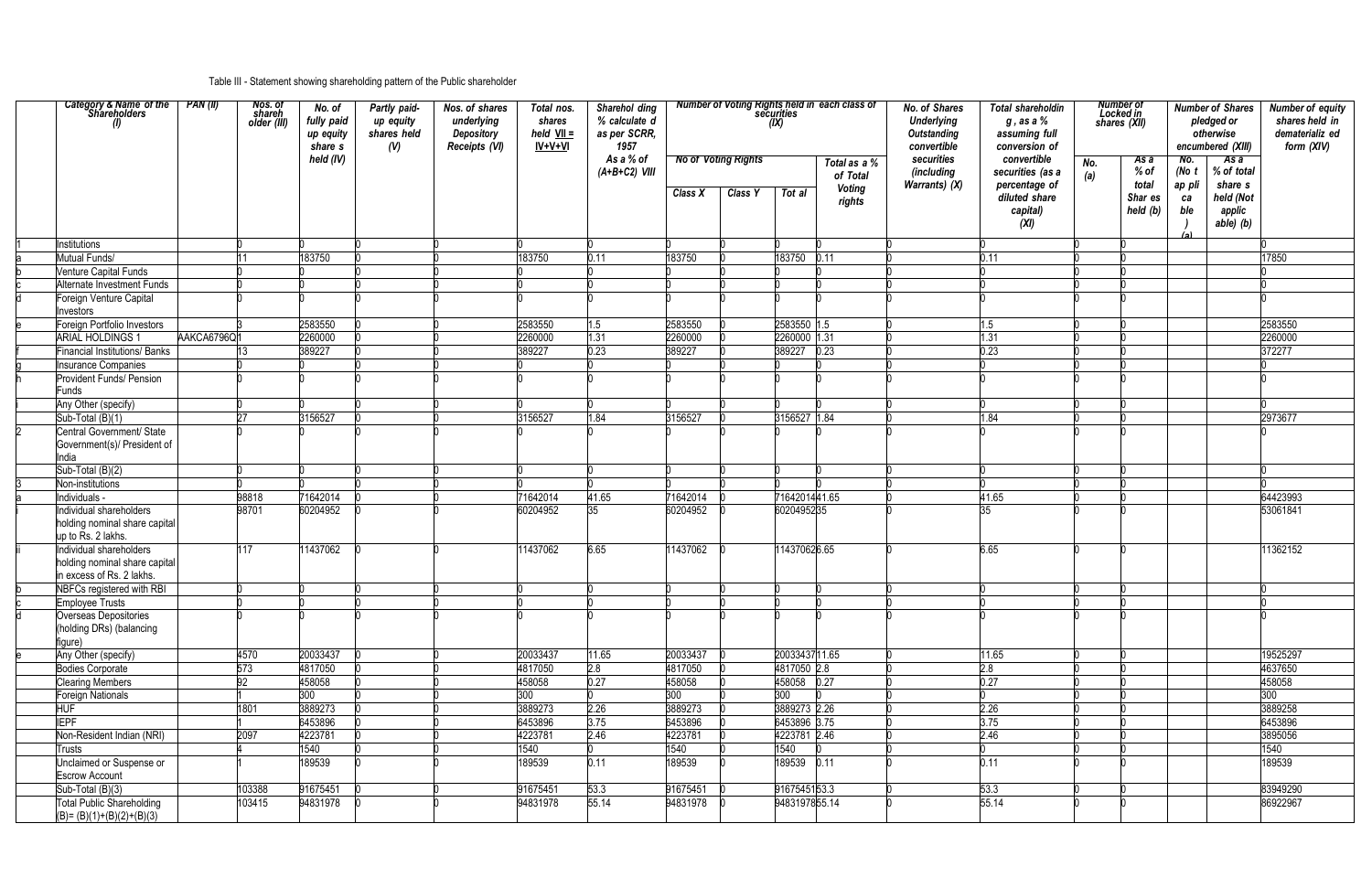Table III - Statement showing shareholding pattern of the Public shareholder

| | Category & Name of the Shareholders (I) | PAN (II) | Nos. of shareh older (III) | No. of fully paid up equity share s held (IV) | Partly paid-up equity shares held (V) | Nos. of shares underlying Depository Receipts (VI) | Total nos. shares held VII = IV+V+VI | Sharehol ding % calculate d as per SCRR, 1957 As a % of (A+B+C2) VIII | Number of Voting Rights held in each class of securities (IX) | | | | No. of Shares Underlying Outstanding convertible securities (including Warrants) (X) | Total shareholdin g , as a % assuming full conversion of convertible securities (as a percentage of diluted share capital) (XI) | Number of Locked in shares (XII) | | Number of Shares pledged or otherwise encumbered (XIII) | | Number of equity shares held in dematerializ ed form (XIV) |
|---|---|---|---|---|---|---|---|---|---|---|---|---|---|---|---|---|---|---|---|
| | | | | | | | | | No of Voting Rights | | | Total as a % of Total Voting rights | | | No. (a) | As a % of total Shar es held (b) | No. (No t ap pli ca ble ) (a) | As a % of total share s held (Not applic able) (b) | |
| | | | | | | | | | Class X | Class Y | Tot al | | | | | | | | |
| 1 | Institutions | | 0 | 0 | 0 | 0 | 0 | 0 | 0 | 0 | 0 | 0 | 0 | 0 | 0 | 0 | | | 0 |
| a | Mutual Funds/ | | 11 | 183750 | 0 | 0 | 183750 | 0.11 | 183750 | 0 | 183750 | 0.11 | 0 | 0.11 | 0 | 0 | | | 17850 |
| b | Venture Capital Funds | | 0 | 0 | 0 | 0 | 0 | 0 | 0 | 0 | 0 | 0 | 0 | 0 | 0 | 0 | | | 0 |
| c | Alternate Investment Funds | | 0 | 0 | 0 | 0 | 0 | 0 | 0 | 0 | 0 | 0 | 0 | 0 | 0 | 0 | | | 0 |
| d | Foreign Venture Capital Investors | | 0 | 0 | 0 | 0 | 0 | 0 | 0 | 0 | 0 | 0 | 0 | 0 | 0 | 0 | | | 0 |
| e | Foreign Portfolio Investors | | 3 | 2583550 | 0 | 0 | 2583550 | 1.5 | 2583550 | 0 | 2583550 | 1.5 | 0 | 1.5 | 0 | 0 | | | 2583550 |
| | ARIAL HOLDINGS 1 | AAKCA6796Q | 1 | 2260000 | 0 | 0 | 2260000 | 1.31 | 2260000 | 0 | 2260000 | 1.31 | 0 | 1.31 | 0 | 0 | | | 2260000 |
| f | Financial Institutions/ Banks | | 13 | 389227 | 0 | 0 | 389227 | 0.23 | 389227 | 0 | 389227 | 0.23 | 0 | 0.23 | 0 | 0 | | | 372277 |
| g | Insurance Companies | | 0 | 0 | 0 | 0 | 0 | 0 | 0 | 0 | 0 | 0 | 0 | 0 | 0 | 0 | | | 0 |
| h | Provident Funds/ Pension Funds | | 0 | 0 | 0 | 0 | 0 | 0 | 0 | 0 | 0 | 0 | 0 | 0 | 0 | 0 | | | 0 |
| i | Any Other (specify) | | 0 | 0 | 0 | 0 | 0 | 0 | 0 | 0 | 0 | 0 | 0 | 0 | 0 | 0 | | | 0 |
| | Sub-Total (B)(1) | | 27 | 3156527 | 0 | 0 | 3156527 | 1.84 | 3156527 | 0 | 3156527 | 1.84 | 0 | 1.84 | 0 | 0 | | | 2973677 |
| 2 | Central Government/ State Government(s)/ President of India | | 0 | 0 | 0 | 0 | 0 | 0 | 0 | 0 | 0 | 0 | 0 | 0 | 0 | 0 | | | 0 |
| | Sub-Total (B)(2) | | 0 | 0 | 0 | 0 | 0 | 0 | 0 | 0 | 0 | 0 | 0 | 0 | 0 | 0 | | | 0 |
| 3 | Non-institutions | | 0 | 0 | 0 | 0 | 0 | 0 | 0 | 0 | 0 | 0 | 0 | 0 | 0 | 0 | | | 0 |
| a | Individuals - | | 98818 | 71642014 | 0 | 0 | 71642014 | 41.65 | 71642014 | 0 | 71642014 | 41.65 | 0 | 41.65 | 0 | 0 | | | 64423993 |
| i | Individual shareholders holding nominal share capital up to Rs. 2 lakhs. | | 98701 | 60204952 | 0 | 0 | 60204952 | 35 | 60204952 | 0 | 60204952 | 35 | 0 | 35 | 0 | 0 | | | 53061841 |
| ii | Individual shareholders holding nominal share capital in excess of Rs. 2 lakhs. | | 117 | 11437062 | 0 | 0 | 11437062 | 6.65 | 11437062 | 0 | 11437062 | 6.65 | 0 | 6.65 | 0 | 0 | | | 11362152 |
| b | NBFCs registered with RBI | | 0 | 0 | 0 | 0 | 0 | 0 | 0 | 0 | 0 | 0 | 0 | 0 | 0 | 0 | | | 0 |
| c | Employee Trusts | | 0 | 0 | 0 | 0 | 0 | 0 | 0 | 0 | 0 | 0 | 0 | 0 | 0 | 0 | | | 0 |
| d | Overseas Depositories (holding DRs) (balancing figure) | | 0 | 0 | 0 | 0 | 0 | 0 | 0 | 0 | 0 | 0 | 0 | 0 | 0 | 0 | | | 0 |
| e | Any Other (specify) | | 4570 | 20033437 | 0 | 0 | 20033437 | 11.65 | 20033437 | 0 | 20033437 | 11.65 | 0 | 11.65 | 0 | 0 | | | 19525297 |
| | Bodies Corporate | | 573 | 4817050 | 0 | 0 | 4817050 | 2.8 | 4817050 | 0 | 4817050 | 2.8 | 0 | 2.8 | 0 | 0 | | | 4637650 |
| | Clearing Members | | 92 | 458058 | 0 | 0 | 458058 | 0.27 | 458058 | 0 | 458058 | 0.27 | 0 | 0.27 | 0 | 0 | | | 458058 |
| | Foreign Nationals | | 1 | 300 | 0 | 0 | 300 | 0 | 300 | 0 | 300 | 0 | 0 | 0 | 0 | 0 | | | 300 |
| | HUF | | 1801 | 3889273 | 0 | 0 | 3889273 | 2.26 | 3889273 | 0 | 3889273 | 2.26 | 0 | 2.26 | 0 | 0 | | | 3889258 |
| | IEPF | | 1 | 6453896 | 0 | 0 | 6453896 | 3.75 | 6453896 | 0 | 6453896 | 3.75 | 0 | 3.75 | 0 | 0 | | | 6453896 |
| | Non-Resident Indian (NRI) | | 2097 | 4223781 | 0 | 0 | 4223781 | 2.46 | 4223781 | 0 | 4223781 | 2.46 | 0 | 2.46 | 0 | 0 | | | 3895056 |
| | Trusts | | 4 | 1540 | 0 | 0 | 1540 | 0 | 1540 | 0 | 1540 | 0 | 0 | 0 | 0 | 0 | | | 1540 |
| | Unclaimed or Suspense or Escrow Account | | 1 | 189539 | 0 | 0 | 189539 | 0.11 | 189539 | 0 | 189539 | 0.11 | 0 | 0.11 | 0 | 0 | | | 189539 |
| | Sub-Total (B)(3) | | 103388 | 91675451 | 0 | 0 | 91675451 | 53.3 | 91675451 | 0 | 91675451 | 53.3 | 0 | 53.3 | 0 | 0 | | | 83949290 |
| | Total Public Shareholding (B)= (B)(1)+(B)(2)+(B)(3) | | 103415 | 94831978 | 0 | 0 | 94831978 | 55.14 | 94831978 | 0 | 94831978 | 55.14 | 0 | 55.14 | 0 | 0 | | | 86922967 |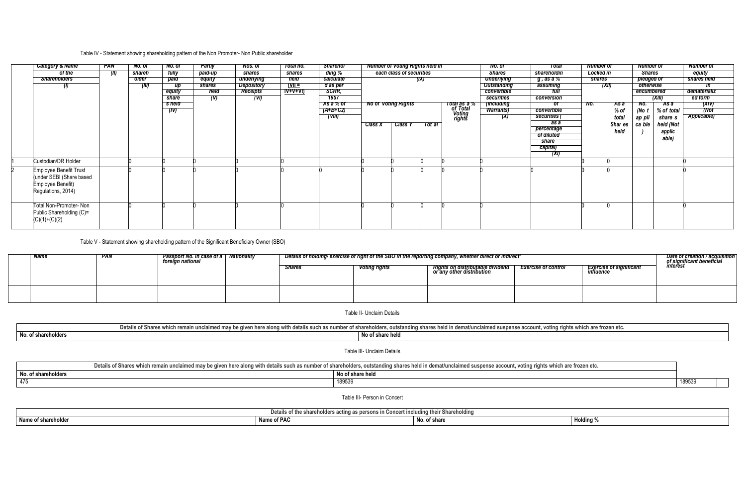Table IV - Statement showing shareholding pattern of the Non Promoter- Non Public shareholder

| | Category & Name of the Shareholders (I) | PAN (II) | No. of shareholder (III) | No. of fully paid up equity share s held (IV) | Partly paid-up equity shares held (V) | Nos. of shares underlying Depository Receipts (VI) | Total no. shares held (VII = IV+V+VI) | Shareholding % calculated as per SCRR, 1957 As a % of (A+B+C2) (VIII) | Number of Voting Rights held in each class of securities (IX) | | | | No. of Shares Underlying Outstanding convertible securities (including Warrants) (X) | Total shareholding , as a % assuming full conversion of convertible securities ( as a percentage of diluted share capital) (XI) | Number of Locked in shares (XII) | | Number of Shares pledged or otherwise encumbered (XIII) | | Number of equity shares held in dematerialized form (XIV) (Not Applicable) |
|---|---|---|---|---|---|---|---|---|---|---|---|---|---|---|---|---|---|---|---|
| | | | | | | | | | No of Voting Rights | | | Total as a % of Total Voting rights | | | No. | As a % of total Shar es held | No. (Not applicable) | As a % of total share s held (Not applic able) | |
| | | | | | | | | | Class X | Class Y | Tot al | | | | | | | | |
| 1 | Custodian/DR Holder | | 0 | 0 | 0 | 0 | 0 | | 0 | 0 | 0 | 0 | 0 | | 0 | 0 | | | 0 |
| 2 | Employee Benefit Trust (under SEBI (Share based Employee Benefit) Regulations, 2014) | | 0 | 0 | 0 | 0 | 0 | 0 | 0 | 0 | 0 | 0 | 0 | 0 | 0 | 0 | | | 0 |
| | Total Non-Promoter- Non Public Shareholding (C)= (C)(1)+(C)(2) | | 0 | 0 | 0 | 0 | 0 | | 0 | 0 | 0 | 0 | 0 | | 0 | 0 | | | 0 |

Table V - Statement showing shareholding pattern of the Significant Beneficiary Owner (SBO)

| | Name | PAN | Passport No. in case of a foreign national | Nationality | Details of holding/ exercise of right of the SBO in the reporting company, whether direct or indirect* | | | | | Date of creation / acquisition of significant beneficial interest |
|---|---|---|---|---|---|---|---|---|---|---|
| | | | | | Shares | Voting rights | Rights on distributable dividend or any other distribution | Exercise of control | Exercise of significant influence | |
| | | | | | | | | | | |

Table II- Unclaim Details

| Details of Shares which remain unclaimed may be given here along with details such as number of shareholders, outstanding shares held in demat/unclaimed suspense account, voting rights which are frozen etc. | |
|---|---|
| No. of shareholders | No of share held |

Table III- Unclaim Details

| Details of Shares which remain unclaimed may be given here along with details such as number of shareholders, outstanding shares held in demat/unclaimed suspense account, voting rights which are frozen etc. | | | |
|---|---|---|---|
| No. of shareholders | No of share held | | |
| 475 | 189539 | 189539 | |

Table III- Person in Concert

| Details of the shareholders acting as persons in Concert including their Shareholding | | | |
|---|---|---|---|
| Name of shareholder | Name of PAC | No. of share | Holding % |